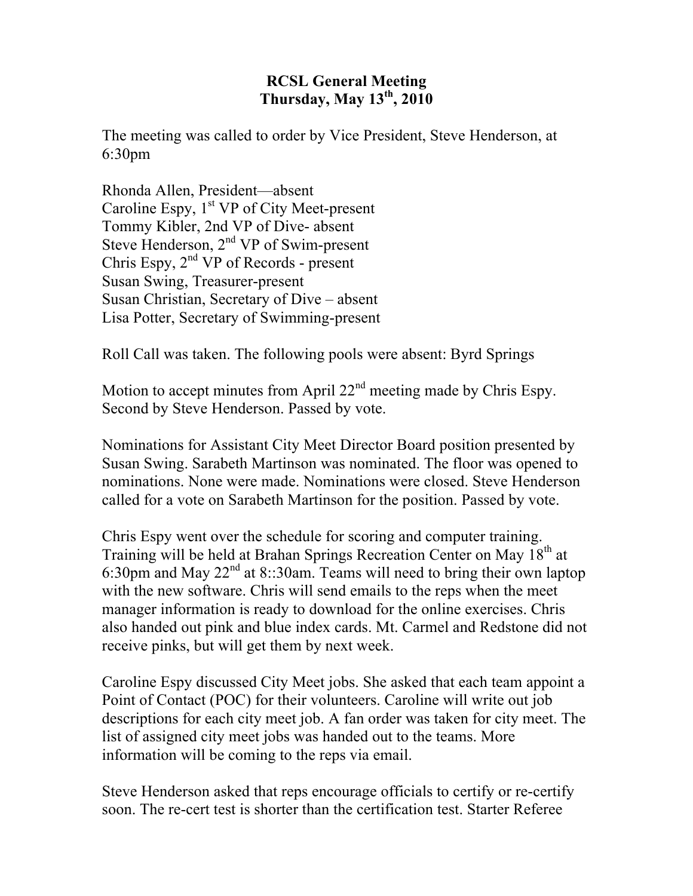**RCSL General Meeting**
**Thursday, May 13th, 2010**

The meeting was called to order by Vice President, Steve Henderson, at 6:30pm

Rhonda Allen, President—absent
Caroline Espy, 1st VP of City Meet-present
Tommy Kibler, 2nd VP of Dive- absent
Steve Henderson, 2nd VP of Swim-present
Chris Espy, 2nd VP of Records - present
Susan Swing, Treasurer-present
Susan Christian, Secretary of Dive – absent
Lisa Potter, Secretary of Swimming-present

Roll Call was taken. The following pools were absent: Byrd Springs

Motion to accept minutes from April 22nd meeting made by Chris Espy. Second by Steve Henderson. Passed by vote.

Nominations for Assistant City Meet Director Board position presented by Susan Swing. Sarabeth Martinson was nominated. The floor was opened to nominations. None were made. Nominations were closed. Steve Henderson called for a vote on Sarabeth Martinson for the position. Passed by vote.

Chris Espy went over the schedule for scoring and computer training. Training will be held at Brahan Springs Recreation Center on May 18th at 6:30pm and May 22nd at 8::30am. Teams will need to bring their own laptop with the new software. Chris will send emails to the reps when the meet manager information is ready to download for the online exercises. Chris also handed out pink and blue index cards. Mt. Carmel and Redstone did not receive pinks, but will get them by next week.

Caroline Espy discussed City Meet jobs. She asked that each team appoint a Point of Contact (POC) for their volunteers. Caroline will write out job descriptions for each city meet job. A fan order was taken for city meet. The list of assigned city meet jobs was handed out to the teams. More information will be coming to the reps via email.

Steve Henderson asked that reps encourage officials to certify or re-certify soon. The re-cert test is shorter than the certification test. Starter Referee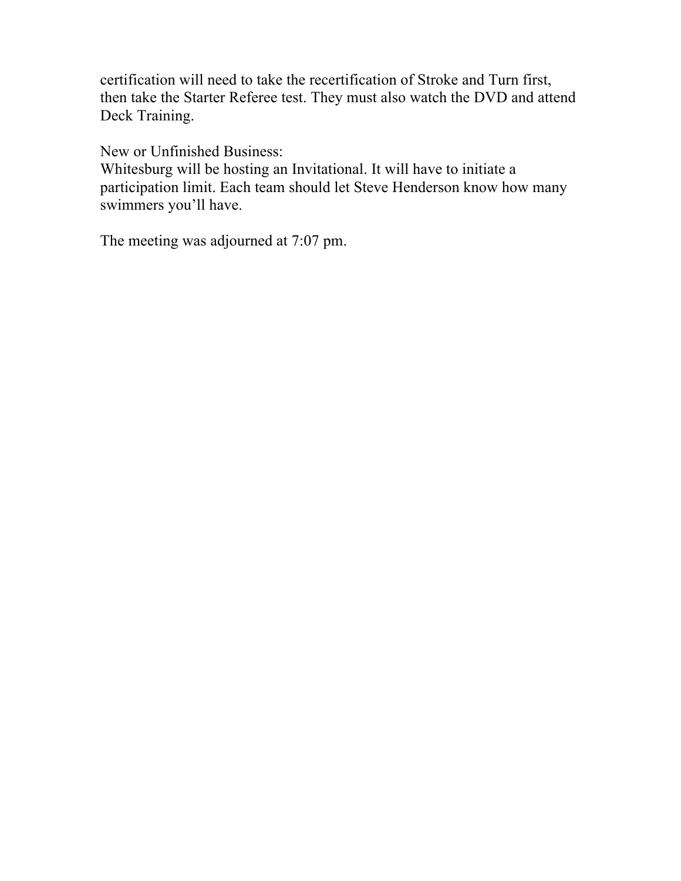certification will need to take the recertification of Stroke and Turn first, then take the Starter Referee test. They must also watch the DVD and attend Deck Training.

New or Unfinished Business:
Whitesburg will be hosting an Invitational. It will have to initiate a participation limit. Each team should let Steve Henderson know how many swimmers you'll have.

The meeting was adjourned at 7:07 pm.